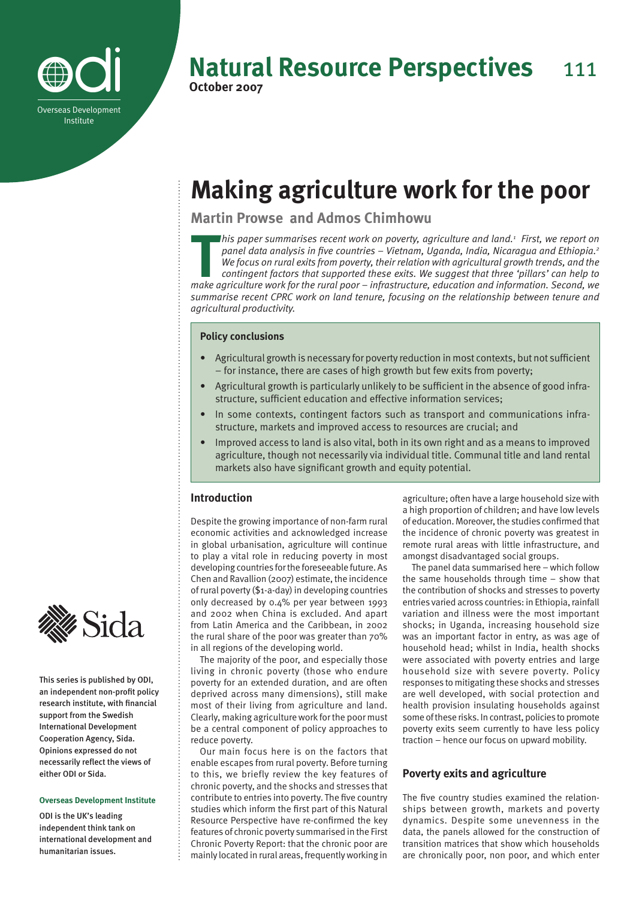# Natural Resource Perspectives 111

**October 2007**

# Making agriculture work for the poor

**Martin Prowse and Admos Chimhowu**

*This paper summarises recent work on poverty, agriculture and land.[1] First, we report on panel data analysis in five countries – Vietnam, Uganda, India, Nicaragua and Ethiopia.[2] We focus on rural exits from poverty, their relation with agricultural growth trends, and the contingent factors that supported these exits. We suggest that three 'pillars' can help to make agriculture work for the rural poor – infrastructure, education and information. Second, we summarise recent CPRC work on land tenure, focusing on the relationship between tenure and agricultural productivity.*

### Policy conclusions

- Agricultural growth is necessary for poverty reduction in most contexts, but not sufficient – for instance, there are cases of high growth but few exits from poverty;
- Agricultural growth is particularly unlikely to be sufficient in the absence of good infrastructure, sufficient education and effective information services;
- In some contexts, contingent factors such as transport and communications infrastructure, markets and improved access to resources are crucial; and
- Improved access to land is also vital, both in its own right and as a means to improved agriculture, though not necessarily via individual title. Communal title and land rental markets also have significant growth and equity potential.

## Introduction

Despite the growing importance of non-farm rural economic activities and acknowledged increase in global urbanisation, agriculture will continue to play a vital role in reducing poverty in most developing countries for the foreseeable future. As Chen and Ravallion (2007) estimate, the incidence of rural poverty ($1-a-day) in developing countries only decreased by 0.4% per year between 1993 and 2002 when China is excluded. And apart from Latin America and the Caribbean, in 2002 the rural share of the poor was greater than 70% in all regions of the developing world.

The majority of the poor, and especially those living in chronic poverty (those who endure poverty for an extended duration, and are often deprived across many dimensions), still make most of their living from agriculture and land. Clearly, making agriculture work for the poor must be a central component of policy approaches to reduce poverty.

Our main focus here is on the factors that enable escapes from rural poverty. Before turning to this, we briefly review the key features of chronic poverty, and the shocks and stresses that contribute to entries into poverty. The five country studies which inform the first part of this Natural Resource Perspective have re-confirmed the key features of chronic poverty summarised in the First Chronic Poverty Report: that the chronic poor are mainly located in rural areas, frequently working in agriculture; often have a large household size with a high proportion of children; and have low levels of education. Moreover, the studies confirmed that the incidence of chronic poverty was greatest in remote rural areas with little infrastructure, and amongst disadvantaged social groups.

The panel data summarised here – which follow the same households through time – show that the contribution of shocks and stresses to poverty entries varied across countries: in Ethiopia, rainfall variation and illness were the most important shocks; in Uganda, increasing household size was an important factor in entry, as was age of household head; whilst in India, health shocks were associated with poverty entries and large household size with severe poverty. Policy responses to mitigating these shocks and stresses are well developed, with social protection and health provision insulating households against some of these risks. In contrast, policies to promote poverty exits seem currently to have less policy traction – hence our focus on upward mobility.

## Poverty exits and agriculture

The five country studies examined the relationships between growth, markets and poverty dynamics. Despite some unevenness in the data, the panels allowed for the construction of transition matrices that show which households are chronically poor, non poor, and which enter

This series is published by ODI, an independent non-profit policy research institute, with financial support from the Swedish International Development Cooperation Agency, Sida. Opinions expressed do not necessarily reflect the views of either ODI or Sida.

**Overseas Development Institute**

ODI is the UK's leading independent think tank on international development and humanitarian issues.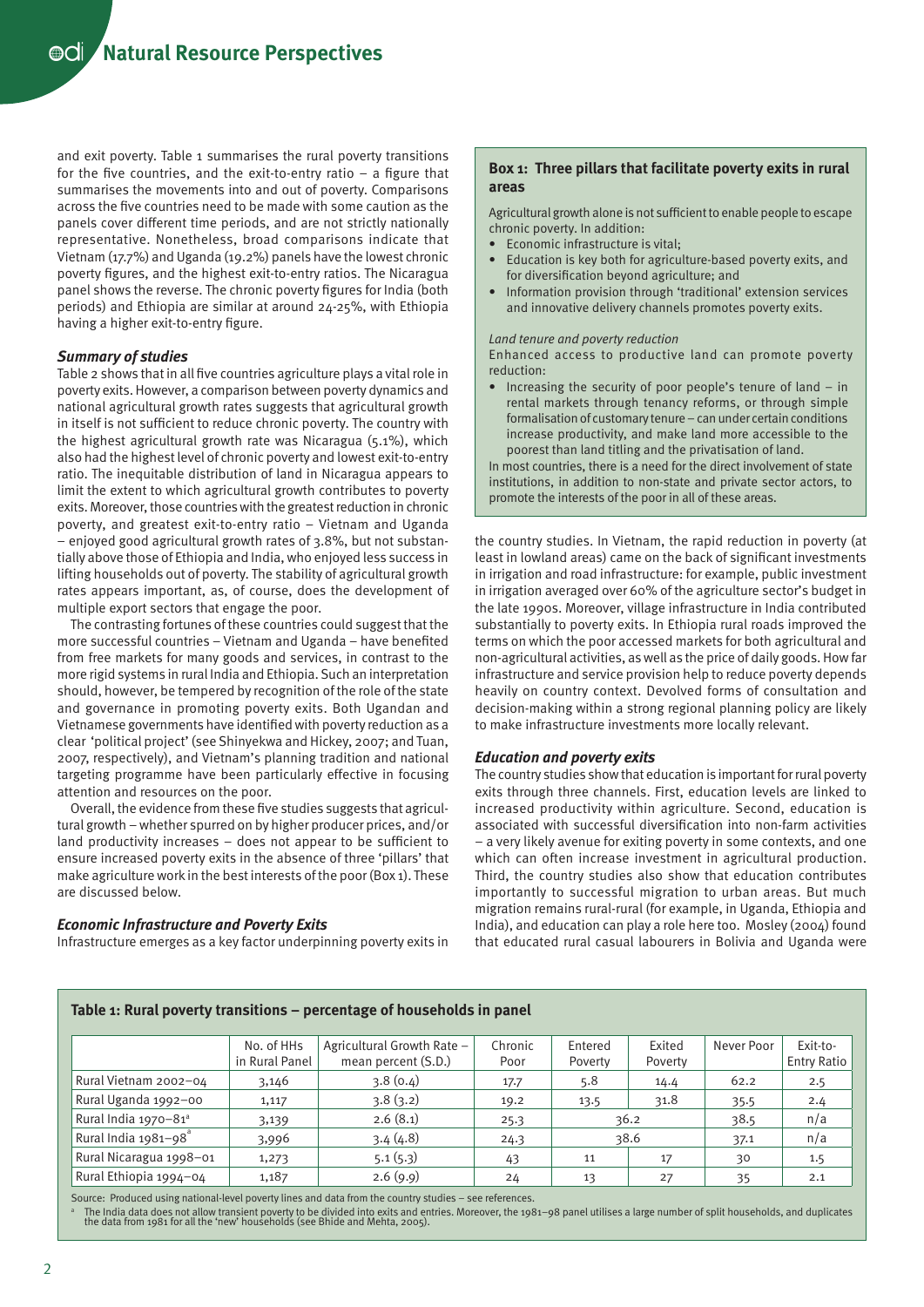and exit poverty. Table 1 summarises the rural poverty transitions for the five countries, and the exit-to-entry ratio – a figure that summarises the movements into and out of poverty. Comparisons across the five countries need to be made with some caution as the panels cover different time periods, and are not strictly nationally representative. Nonetheless, broad comparisons indicate that Vietnam (17.7%) and Uganda (19.2%) panels have the lowest chronic poverty figures, and the highest exit-to-entry ratios. The Nicaragua panel shows the reverse. The chronic poverty figures for India (both periods) and Ethiopia are similar at around 24-25%, with Ethiopia having a higher exit-to-entry figure.

### *Summary of studies*

Table 2 shows that in all five countries agriculture plays a vital role in poverty exits. However, a comparison between poverty dynamics and national agricultural growth rates suggests that agricultural growth in itself is not sufficient to reduce chronic poverty. The country with the highest agricultural growth rate was Nicaragua (5.1%), which also had the highest level of chronic poverty and lowest exit-to-entry ratio. The inequitable distribution of land in Nicaragua appears to limit the extent to which agricultural growth contributes to poverty exits. Moreover, those countries with the greatest reduction in chronic poverty, and greatest exit-to-entry ratio – Vietnam and Uganda – enjoyed good agricultural growth rates of 3.8%, but not substantially above those of Ethiopia and India, who enjoyed less success in lifting households out of poverty. The stability of agricultural growth rates appears important, as, of course, does the development of multiple export sectors that engage the poor.

The contrasting fortunes of these countries could suggest that the more successful countries – Vietnam and Uganda – have benefited from free markets for many goods and services, in contrast to the more rigid systems in rural India and Ethiopia. Such an interpretation should, however, be tempered by recognition of the role of the state and governance in promoting poverty exits. Both Ugandan and Vietnamese governments have identified with poverty reduction as a clear 'political project' (see Shinyekwa and Hickey, 2007; and Tuan, 2007, respectively), and Vietnam's planning tradition and national targeting programme have been particularly effective in focusing attention and resources on the poor.

Overall, the evidence from these five studies suggests that agricultural growth – whether spurred on by higher producer prices, and/or land productivity increases – does not appear to be sufficient to ensure increased poverty exits in the absence of three 'pillars' that make agriculture work in the best interests of the poor (Box 1). These are discussed below.

### *Economic Infrastructure and Poverty Exits*

Infrastructure emerges as a key factor underpinning poverty exits in the country studies. In Vietnam, the rapid reduction in poverty (at least in lowland areas) came on the back of significant investments in irrigation and road infrastructure: for example, public investment in irrigation averaged over 60% of the agriculture sector's budget in the late 1990s. Moreover, village infrastructure in India contributed substantially to poverty exits. In Ethiopia rural roads improved the terms on which the poor accessed markets for both agricultural and non-agricultural activities, as well as the price of daily goods. How far infrastructure and service provision help to reduce poverty depends heavily on country context. Devolved forms of consultation and decision-making within a strong regional planning policy are likely to make infrastructure investments more locally relevant.

**Box 1: Three pillars that facilitate poverty exits in rural areas**

Agricultural growth alone is not sufficient to enable people to escape chronic poverty. In addition:

- Economic infrastructure is vital;
- Education is key both for agriculture-based poverty exits, and for diversification beyond agriculture; and
- Information provision through 'traditional' extension services and innovative delivery channels promotes poverty exits.

*Land tenure and poverty reduction*

Enhanced access to productive land can promote poverty reduction:

- Increasing the security of poor people's tenure of land – in rental markets through tenancy reforms, or through simple formalisation of customary tenure – can under certain conditions increase productivity, and make land more accessible to the poorest than land titling and the privatisation of land.

In most countries, there is a need for the direct involvement of state institutions, in addition to non-state and private sector actors, to promote the interests of the poor in all of these areas.

### *Education and poverty exits*

The country studies show that education is important for rural poverty exits through three channels. First, education levels are linked to increased productivity within agriculture. Second, education is associated with successful diversification into non-farm activities – a very likely avenue for exiting poverty in some contexts, and one which can often increase investment in agricultural production. Third, the country studies also show that education contributes importantly to successful migration to urban areas. But much migration remains rural-rural (for example, in Uganda, Ethiopia and India), and education can play a role here too. Mosley (2004) found that educated rural casual labourers in Bolivia and Uganda were

**Table 1: Rural poverty transitions – percentage of households in panel**

| | No. of HHs in Rural Panel | Agricultural Growth Rate – mean percent (S.D.) | Chronic Poor | Entered Poverty | Exited Poverty | Never Poor | Exit-to-Entry Ratio |
|---|---|---|---|---|---|---|---|
| Rural Vietnam 2002–04 | 3,146 | 3.8 (0.4) | 17.7 | 5.8 | 14.4 | 62.2 | 2.5 |
| Rural Uganda 1992–00 | 1,117 | 3.8 (3.2) | 19.2 | 13.5 | 31.8 | 35.5 | 2.4 |
| Rural India 1970–81[a] | 3,139 | 2.6 (8.1) | 25.3 | 36.2 | | 38.5 | n/a |
| Rural India 1981–98[a] | 3,996 | 3.4 (4.8) | 24.3 | 38.6 | | 37.1 | n/a |
| Rural Nicaragua 1998–01 | 1,273 | 5.1 (5.3) | 43 | 11 | 17 | 30 | 1.5 |
| Rural Ethiopia 1994–04 | 1,187 | 2.6 (9.9) | 24 | 13 | 27 | 35 | 2.1 |

Source: Produced using national-level poverty lines and data from the country studies – see references.

[a] The India data does not allow transient poverty to be divided into exits and entries. Moreover, the 1981–98 panel utilises a large number of split households, and duplicates the data from 1981 for all the 'new' households (see Bhide and Mehta, 2005).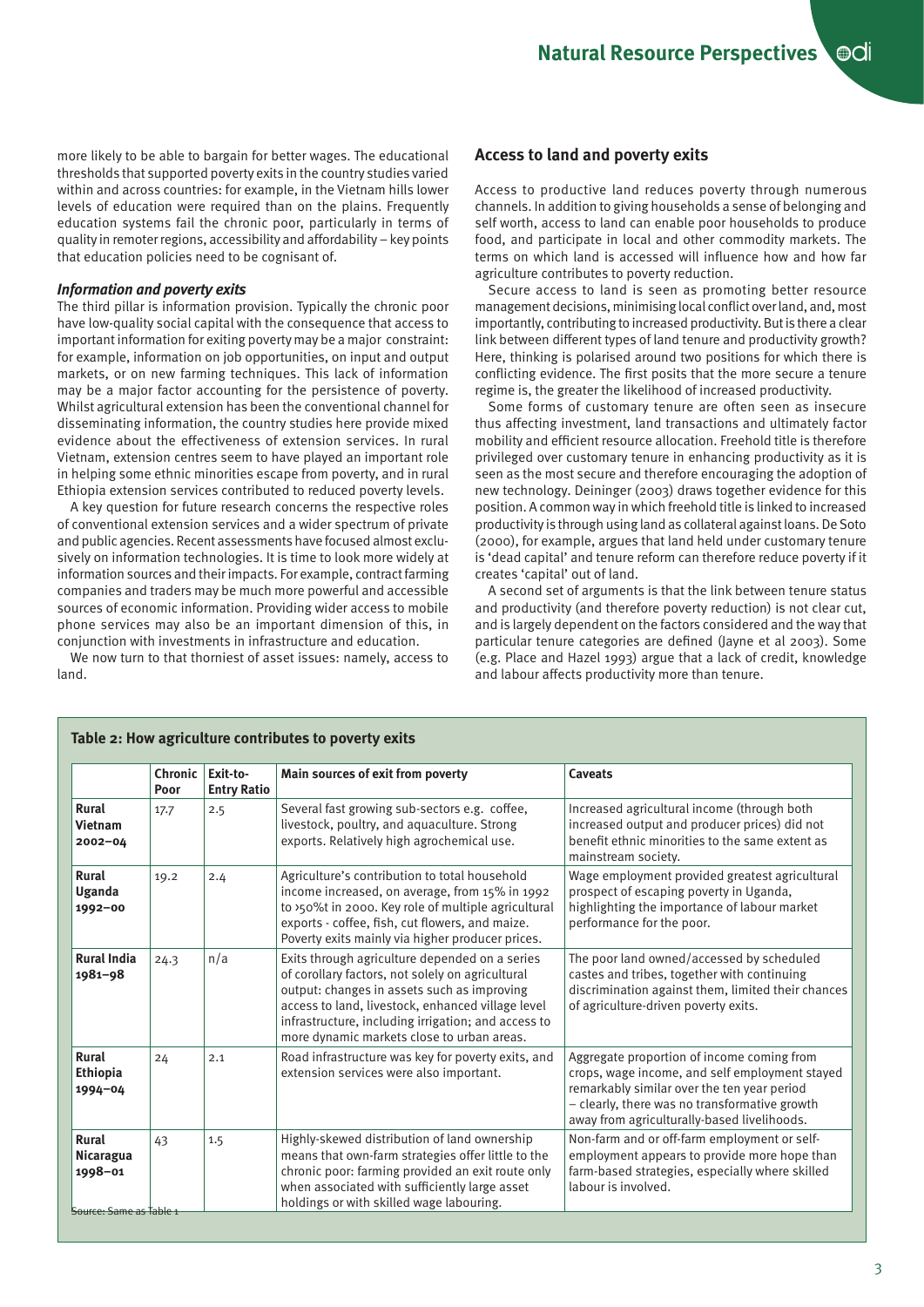more likely to be able to bargain for better wages. The educational thresholds that supported poverty exits in the country studies varied within and across countries: for example, in the Vietnam hills lower levels of education were required than on the plains. Frequently education systems fail the chronic poor, particularly in terms of quality in remoter regions, accessibility and affordability – key points that education policies need to be cognisant of.

### *Information and poverty exits*

The third pillar is information provision. Typically the chronic poor have low-quality social capital with the consequence that access to important information for exiting poverty may be a major constraint: for example, information on job opportunities, on input and output markets, or on new farming techniques. This lack of information may be a major factor accounting for the persistence of poverty. Whilst agricultural extension has been the conventional channel for disseminating information, the country studies here provide mixed evidence about the effectiveness of extension services. In rural Vietnam, extension centres seem to have played an important role in helping some ethnic minorities escape from poverty, and in rural Ethiopia extension services contributed to reduced poverty levels.

A key question for future research concerns the respective roles of conventional extension services and a wider spectrum of private and public agencies. Recent assessments have focused almost exclusively on information technologies. It is time to look more widely at information sources and their impacts. For example, contract farming companies and traders may be much more powerful and accessible sources of economic information. Providing wider access to mobile phone services may also be an important dimension of this, in conjunction with investments in infrastructure and education.

We now turn to that thorniest of asset issues: namely, access to land.

## Access to land and poverty exits

Access to productive land reduces poverty through numerous channels. In addition to giving households a sense of belonging and self worth, access to land can enable poor households to produce food, and participate in local and other commodity markets. The terms on which land is accessed will influence how and how far agriculture contributes to poverty reduction.

Secure access to land is seen as promoting better resource management decisions, minimising local conflict over land, and, most importantly, contributing to increased productivity. But is there a clear link between different types of land tenure and productivity growth? Here, thinking is polarised around two positions for which there is conflicting evidence. The first posits that the more secure a tenure regime is, the greater the likelihood of increased productivity.

Some forms of customary tenure are often seen as insecure thus affecting investment, land transactions and ultimately factor mobility and efficient resource allocation. Freehold title is therefore privileged over customary tenure in enhancing productivity as it is seen as the most secure and therefore encouraging the adoption of new technology. Deininger (2003) draws together evidence for this position. A common way in which freehold title is linked to increased productivity is through using land as collateral against loans. De Soto (2000), for example, argues that land held under customary tenure is 'dead capital' and tenure reform can therefore reduce poverty if it creates 'capital' out of land.

A second set of arguments is that the link between tenure status and productivity (and therefore poverty reduction) is not clear cut, and is largely dependent on the factors considered and the way that particular tenure categories are defined (Jayne et al 2003). Some (e.g. Place and Hazel 1993) argue that a lack of credit, knowledge and labour affects productivity more than tenure.

**Table 2: How agriculture contributes to poverty exits**

| | Chronic Poor | Exit-to-Entry Ratio | Main sources of exit from poverty | Caveats |
|---|---|---|---|---|
| **Rural Vietnam 2002–04** | 17.7 | 2.5 | Several fast growing sub-sectors e.g. coffee, livestock, poultry, and aquaculture. Strong exports. Relatively high agrochemical use. | Increased agricultural income (through both increased output and producer prices) did not benefit ethnic minorities to the same extent as mainstream society. |
| **Rural Uganda 1992–00** | 19.2 | 2.4 | Agriculture's contribution to total household income increased, on average, from 15% in 1992 to >50%t in 2000. Key role of multiple agricultural exports - coffee, fish, cut flowers, and maize. Poverty exits mainly via higher producer prices. | Wage employment provided greatest agricultural prospect of escaping poverty in Uganda, highlighting the importance of labour market performance for the poor. |
| **Rural India 1981–98** | 24.3 | n/a | Exits through agriculture depended on a series of corollary factors, not solely on agricultural output: changes in assets such as improving access to land, livestock, enhanced village level infrastructure, including irrigation; and access to more dynamic markets close to urban areas. | The poor land owned/accessed by scheduled castes and tribes, together with continuing discrimination against them, limited their chances of agriculture-driven poverty exits. |
| **Rural Ethiopia 1994–04** | 24 | 2.1 | Road infrastructure was key for poverty exits, and extension services were also important. | Aggregate proportion of income coming from crops, wage income, and self employment stayed remarkably similar over the ten year period – clearly, there was no transformative growth away from agriculturally-based livelihoods. |
| **Rural Nicaragua 1998–01** | 43 | 1.5 | Highly-skewed distribution of land ownership means that own-farm strategies offer little to the chronic poor: farming provided an exit route only when associated with sufficiently large asset holdings or with skilled wage labouring. | Non-farm and or off-farm employment or self-employment appears to provide more hope than farm-based strategies, especially where skilled labour is involved. |

Source: Same as Table 1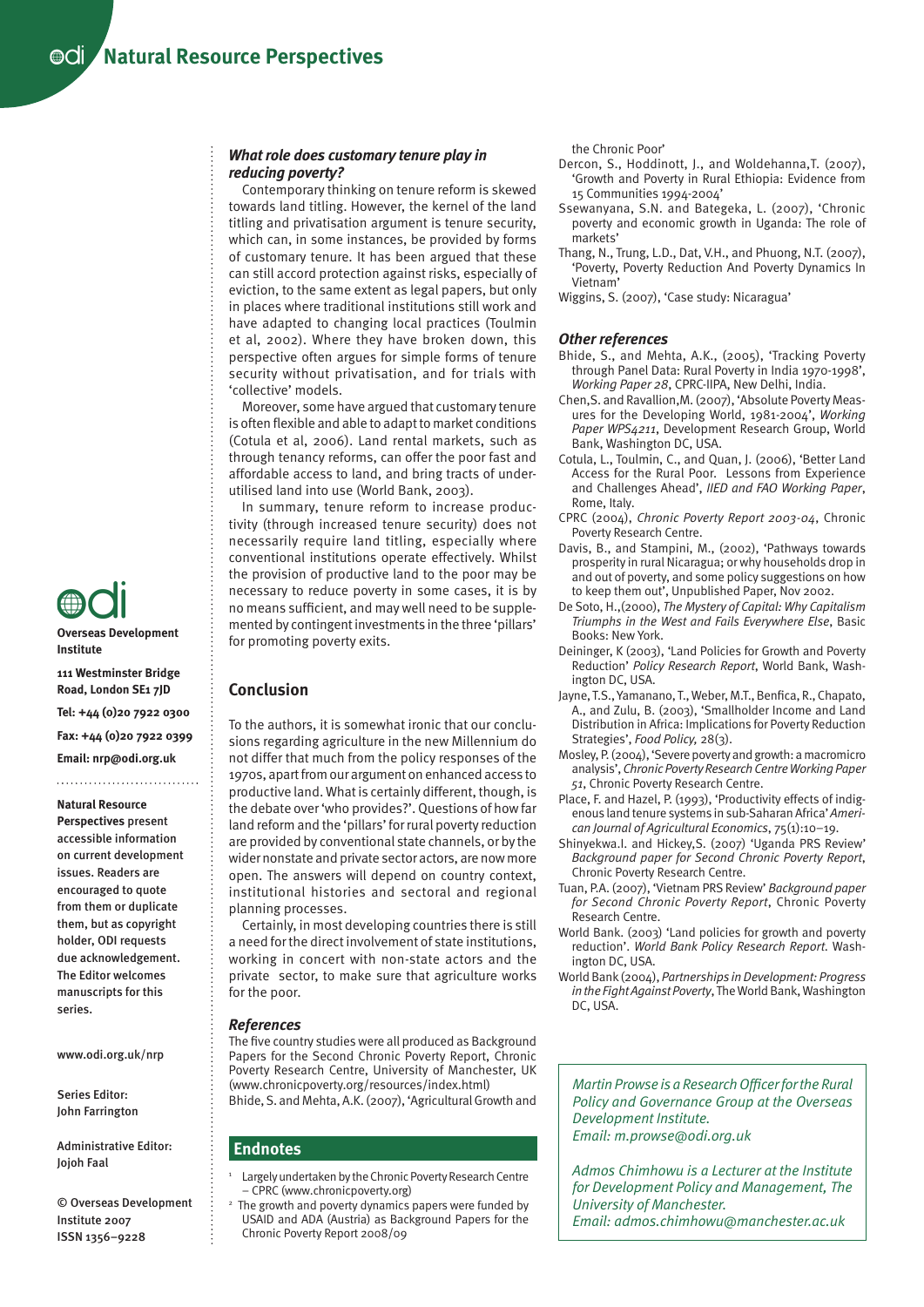### *What role does customary tenure play in reducing poverty?*

Contemporary thinking on tenure reform is skewed towards land titling. However, the kernel of the land titling and privatisation argument is tenure security, which can, in some instances, be provided by forms of customary tenure. It has been argued that these can still accord protection against risks, especially of eviction, to the same extent as legal papers, but only in places where traditional institutions still work and have adapted to changing local practices (Toulmin et al, 2002). Where they have broken down, this perspective often argues for simple forms of tenure security without privatisation, and for trials with 'collective' models.

Moreover, some have argued that customary tenure is often flexible and able to adapt to market conditions (Cotula et al, 2006). Land rental markets, such as through tenancy reforms, can offer the poor fast and affordable access to land, and bring tracts of under-utilised land into use (World Bank, 2003).

In summary, tenure reform to increase productivity (through increased tenure security) does not necessarily require land titling, especially where conventional institutions operate effectively. Whilst the provision of productive land to the poor may be necessary to reduce poverty in some cases, it is by no means sufficient, and may well need to be supplemented by contingent investments in the three 'pillars' for promoting poverty exits.

## Conclusion

To the authors, it is somewhat ironic that our conclusions regarding agriculture in the new Millennium do not differ that much from the policy responses of the 1970s, apart from our argument on enhanced access to productive land. What is certainly different, though, is the debate over 'who provides?'. Questions of how far land reform and the 'pillars' for rural poverty reduction are provided by conventional state channels, or by the wider nonstate and private sector actors, are now more open. The answers will depend on country context, institutional histories and sectoral and regional planning processes.

Certainly, in most developing countries there is still a need for the direct involvement of state institutions, working in concert with non-state actors and the private sector, to make sure that agriculture works for the poor.

### *References*

The five country studies were all produced as Background Papers for the Second Chronic Poverty Report, Chronic Poverty Research Centre, University of Manchester, UK (www.chronicpoverty.org/resources/index.html)

Bhide, S. and Mehta, A.K. (2007), 'Agricultural Growth and the Chronic Poor'

Dercon, S., Hoddinott, J., and Woldehanna,T. (2007), 'Growth and Poverty in Rural Ethiopia: Evidence from 15 Communities 1994-2004'

Ssewanyana, S.N. and Bategeka, L. (2007), 'Chronic poverty and economic growth in Uganda: The role of markets'

Thang, N., Trung, L.D., Dat, V.H., and Phuong, N.T. (2007), 'Poverty, Poverty Reduction And Poverty Dynamics In Vietnam'

Wiggins, S. (2007), 'Case study: Nicaragua'

### *Other references*

Bhide, S., and Mehta, A.K., (2005), 'Tracking Poverty through Panel Data: Rural Poverty in India 1970-1998', *Working Paper 28*, CPRC-IIPA, New Delhi, India.

Chen,S. and Ravallion,M. (2007), 'Absolute Poverty Measures for the Developing World, 1981-2004', *Working Paper WPS4211*, Development Research Group, World Bank, Washington DC, USA.

Cotula, L., Toulmin, C., and Quan, J. (2006), 'Better Land Access for the Rural Poor. Lessons from Experience and Challenges Ahead', *IIED and FAO Working Paper*, Rome, Italy.

CPRC (2004), *Chronic Poverty Report 2003-04*, Chronic Poverty Research Centre.

Davis, B., and Stampini, M., (2002), 'Pathways towards prosperity in rural Nicaragua; or why households drop in and out of poverty, and some policy suggestions on how to keep them out', Unpublished Paper, Nov 2002.

De Soto, H.,(2000), *The Mystery of Capital: Why Capitalism Triumphs in the West and Fails Everywhere Else*, Basic Books: New York.

Deininger, K (2003), 'Land Policies for Growth and Poverty Reduction' *Policy Research Report*, World Bank, Washington DC, USA.

Jayne, T.S., Yamanano, T., Weber, M.T., Benfica, R., Chapato, A., and Zulu, B. (2003), 'Smallholder Income and Land Distribution in Africa: Implications for Poverty Reduction Strategies', *Food Policy, 28*(3).

Mosley, P. (2004), 'Severe poverty and growth: a macromicro analysis', *Chronic Poverty Research Centre Working Paper 51*, Chronic Poverty Research Centre.

Place, F. and Hazel, P. (1993), 'Productivity effects of indigenous land tenure systems in sub-Saharan Africa' *American Journal of Agricultural Economics*, 75(1):10–19.

Shinyekwa.I. and Hickey,S. (2007) 'Uganda PRS Review' *Background paper for Second Chronic Poverty Report*, Chronic Poverty Research Centre.

Tuan, P.A. (2007), 'Vietnam PRS Review' *Background paper for Second Chronic Poverty Report*, Chronic Poverty Research Centre.

World Bank. (2003) 'Land policies for growth and poverty reduction'. *World Bank Policy Research Report.* Washington DC, USA.

World Bank (2004), *Partnerships in Development: Progress in the Fight Against Poverty*, The World Bank, Washington DC, USA.

## Endnotes

1. Largely undertaken by the Chronic Poverty Research Centre – CPRC (www.chronicpoverty.org)
2. The growth and poverty dynamics papers were funded by USAID and ADA (Austria) as Background Papers for the Chronic Poverty Report 2008/09

*Martin Prowse is a Research Officer for the Rural Policy and Governance Group at the Overseas Development Institute.*
*Email: m.prowse@odi.org.uk*

*Admos Chimhowu is a Lecturer at the Institute for Development Policy and Management, The University of Manchester.*
*Email: admos.chimhowu@manchester.ac.uk*

**Overseas Development Institute**

**111 Westminster Bridge Road, London SE1 7JD**

**Tel: +44 (0)20 7922 0300**

**Fax: +44 (0)20 7922 0399**

**Email: nrp@odi.org.uk**

**Natural Resource Perspectives** present accessible information on current development issues. Readers are encouraged to quote from them or duplicate them, but as copyright holder, ODI requests due acknowledgement. The Editor welcomes manuscripts for this series.

www.odi.org.uk/nrp

Series Editor: John Farrington

Administrative Editor: Jojoh Faal

© Overseas Development Institute 2007
ISSN 1356–9228